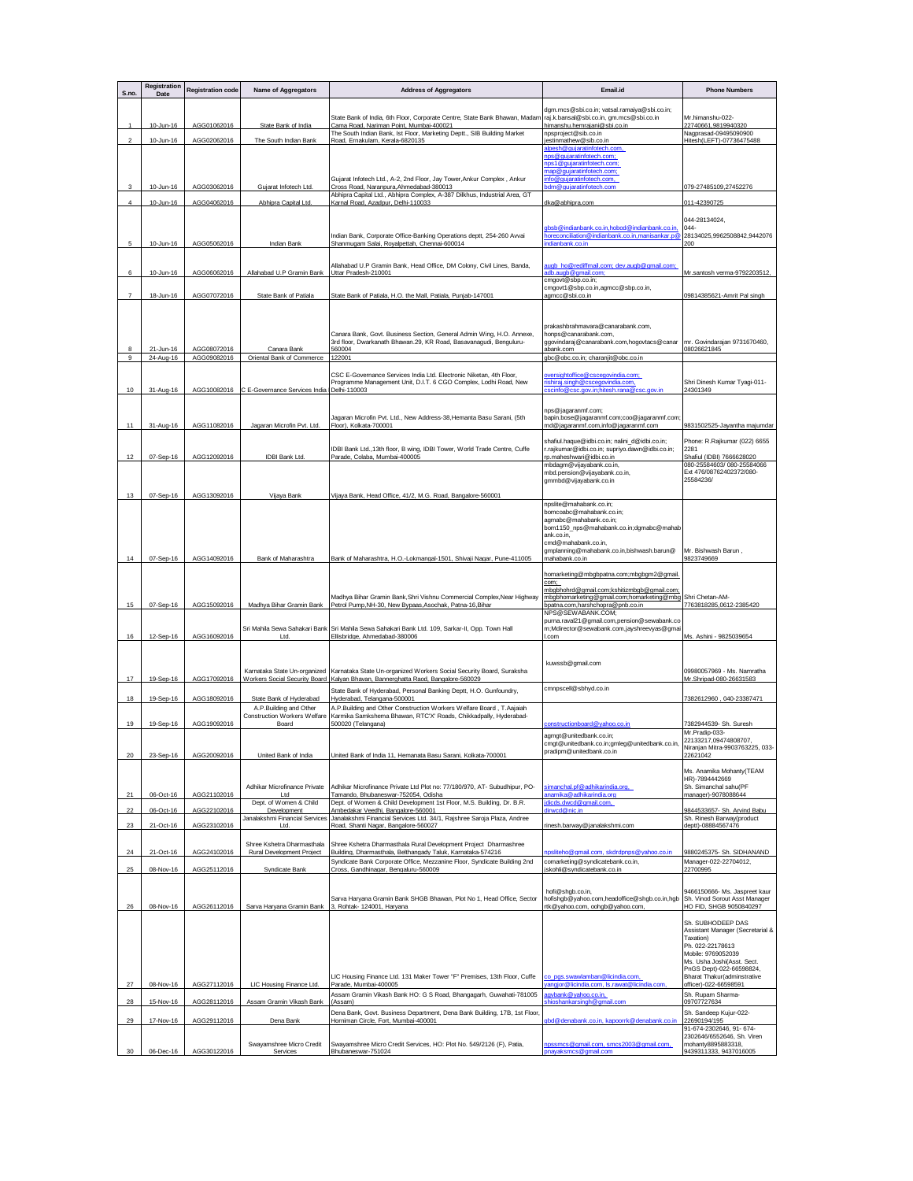| S.no. | Registration Date | Registration code | Name of Aggregators | Address of Aggregators | Email.id | Phone Numbers |
|---|---|---|---|---|---|---|
| 1 | 10-Jun-16 | AGG01062016 | State Bank of India | State Bank of India, 6th Floor, Corporate Centre, State Bank Bhawan, Madam Cama Road, Nariman Point, Mumbai-400021 | dgm.mcs@sbi.co.in; vatsal.ramaiya@sbi.co.in; raj.k.bansal@sbi.co.in, gm.mcs@sbi.co.in himanshu.hemrajani@sbi.co.in | Mr.himanshu-022-22740661,9819940320 |
| 2 | 10-Jun-16 | AGG02062016 | The South Indian Bank | The South Indian Bank, Ist Floor, Marketing Deptt., SIB Building Market Road, Ernakulam, Kerala-6820135 | npsproject@sib.co.in jestinmathew@sib.co.in | Nagprasad-09495090900 Hitesh(LEFT)-07736475488 |
| 3 | 10-Jun-16 | AGG03062016 | Gujarat Infotech Ltd. | Gujarat Infotech Ltd., A-2, 2nd Floor, Jay Tower,Ankur Complex , Ankur Cross Road, Naranpura,Ahmedabad-380013 | alpesh@gujaratinfotech.com, nps@gujaratinfotech.com, nps1@gujaratinfotech.com, map@gujaratinfotech.com, info@gujaratinfotech.com, bdm@gujaratinfotech.com | 079-27485109,27452276 |
| 4 | 10-Jun-16 | AGG04062016 | Abhipra Capital Ltd. | Abhipra Capital Ltd., Abhipra Complex, A-387 Dilkhus, Industrial Area, GT Karnal Road, Azadpur, Delhi-110033 | dka@abhipra.com | 011-42390725 |
| 5 | 10-Jun-16 | AGG05062016 | Indian Bank | Indian Bank, Corporate Office-Banking Operations deptt, 254-260 Avvai Shanmugam Salai, Royalpettah, Chennai-600014 | gbsb@indianbank.co.in,hobod@indianbank.co.in, horeconciliation@indianbank.co.in,manisankar.p@indianbank.co.in | 044-28134024, 044-28134025,9962508842,9442076200 |
| 6 | 10-Jun-16 | AGG06062016 | Allahabad U.P Gramin Bank | Allahabad U.P Gramin Bank, Head Office, DM Colony, Civil Lines, Banda, Uttar Pradesh-210001 | augb_ho@rediffmail.com; dev.augb@gmail.com; adb.augb@gmail.com; | Mr.santosh verma-9792203512, |
| 7 | 18-Jun-16 | AGG07072016 | State Bank of Patiala | State Bank of Patiala, H.O. the Mall, Patiala, Punjab-147001 | cmgovt@sbp.co.in; cmgovt1@sbp.co.in,agmcc@sbp.co.in, agmcc@sbi.co.in | 09814385621-Amrit Pal singh |
| 8 | 21-Jun-16 | AGG08072016 | Canara Bank | Canara Bank, Govt. Business Section, General Admin Wing, H.O. Annexe, 3rd floor, Dwarkanath Bhawan.29, KR Road, Basavanagudi, Benguluru-560004 | prakashbrahmavara@canarabank.com, honps@canarabank.com, ggovindaraj@canarabank.com,hogovtacs@canarabank.com | mr. Govindarajan 9731670460, 08026621845 |
| 9 | 24-Aug-16 | AGG09082016 | Oriental Bank of Commerce | 122001 | gbc@obc.co.in; charanjit@obc.co.in | |
| 10 | 31-Aug-16 | AGG10082016 | C E-Governance Services India | CSC E-Governance Services India Ltd. Electronic Niketan, 4th Floor, Programme Management Unit, D.I.T. 6 CGO Complex, Lodhi Road, New Delhi-110003 | oversightoffice@cscegovindia.com; rishiraj.singh@cscegovindia.com, cscinfo@csc.gov.in;hitesh.rana@csc.gov.in | Shri Dinesh Kumar Tyagi-011-24301349 |
| 11 | 31-Aug-16 | AGG11082016 | Jagaran Microfin Pvt. Ltd. | Jagaran Microfin Pvt. Ltd., New Address-38,Hemanta Basu Sarani, (5th Floor), Kolkata-700001 | nps@jagaranmf.com; bapin.bose@jagaranmf.com;coo@jagaranmf.com; md@jagaranmf.com,info@jagaranmf.com | 9831502525-Jayantha majumdar |
| 12 | 07-Sep-16 | AGG12092016 | IDBI Bank Ltd. | IDBI Bank Ltd.,13th floor, B wing, IDBI Tower, World Trade Centre, Cuffe Parade, Colaba, Mumbai-400005 | shafiul.haque@idbi.co.in; nalini_d@idbi.co.in; r.rajkumar@idbi.co.in; supriyo.dawn@idbi.co.in; rp.maheshwari@idbi.co.in | Phone: R.Rajkumar (022) 6655 2281 Shafiul (IDBI) 7666628020 |
| 13 | 07-Sep-16 | AGG13092016 | Vijaya Bank | Vijaya Bank, Head Office, 41/2, M.G. Road, Bangalore-560001 | mbdagm@vijayabank.co.in, mbd.pension@vijayabank.co.in, gmmbd@vijayabank.co.in | 080-25584603/ 080-25584066 Ext 476/08762402372/080-25584236/ |
| 14 | 07-Sep-16 | AGG14092016 | Bank of Maharashtra | Bank of Maharashtra, H.O.-Lokmangal-1501, Shivaji Nagar, Pune-411005 | npslite@mahabank.co.in; bomcoabc@mahabank.co.in; agmabc@mahabank.co.in; bom1150_nps@mahabank.co.in;dgmabc@mahabank.co.in, cmd@mahabank.co.in, gmplanning@mahabank.co.in,bishwash.barun@mahabank.co.in | Mr. Bishwash Barun , 9823749669 |
| 15 | 07-Sep-16 | AGG15092016 | Madhya Bihar Gramin Bank | Madhya Bihar Gramin Bank,Shri Vishnu Commercial Complex,Near Highway Petrol Pump,NH-30, New Bypass,Asochak, Patna-16,Bihar | homarketing@mbgbpatna.com;mbgbgm2@gmail.com; mbgbhohrd@gmail.com;kshitizmbgb@gmail.com; mbgbhomarketing@gmail.com;homarketing@mbgbpatna.com,harshchopra@pnb.co.in | Shri Chetan-AM-7763818285,0612-2385420 |
| 16 | 12-Sep-16 | AGG16092016 | Sri Mahila Sewa Sahakari Bank Ltd. | Sri Mahila Sewa Sahakari Bank Ltd. 109, Sarkar-II, Opp. Town Hall Ellisbridge, Ahmedabad-380006 | NPS@SEWABANK.COM; purna.raval21@gmail.com,pension@sewabank.com;Mdirector@sewabank.com,jayshreevyas@gmail.com | Ms. Ashini - 9825039654 |
| 17 | 19-Sep-16 | AGG17092016 | Karnataka State Un-organized Workers Social Security Board | Karnataka State Un-organized Workers Social Security Board, Suraksha Kalyan Bhavan, Bannerghatta Raod, Bangalore-560029 | kuwssb@gmail.com | 09980057969 - Ms. Namratha Mr.Shripad-080-26631583 |
| 18 | 19-Sep-16 | AGG18092016 | State Bank of Hyderabad | State Bank of Hyderabad, Personal Banking Deptt, H.O. Gunfoundry, Hyderabad, Telangana-500001 | cmnpscell@sbhyd.co.in | 7382612960 , 040-23387471 |
| 19 | 19-Sep-16 | AGG19092016 | A.P.Building and Other Construction Workers Welfare Board | A.P.Building and Other Construction Workers Welfare Board , T.Aajaiah Karmika Samkshema Bhawan, RTC'X' Roads, Chikkadpally, Hyderabad-500020 (Telangana) | constructionboard@yahoo.co.in | 7382944539- Sh. Suresh |
| 20 | 23-Sep-16 | AGG20092016 | United Bank of India | United Bank of India 11, Hemanata Basu Sarani, Kolkata-700001 | agmgt@unitedbank.co.in; cmgt@unitedbank.co.in;gmleg@unitedbank.co.in, pradipm@unitedbank.co.in | Mr.Pradip-033-22133217,09474808707, Niranjan Mitra-9903763225, 033-22621042 |
| 21 | 06-Oct-16 | AGG21102016 | Adhikar Microfinance Private Ltd | Adhikar Microfinance Private Ltd Plot no: 77/180/970, AT- Subudhipur, PO-Tamando, Bhubaneswar-752054, Odisha | simanchal.pf@adhikarindia.org, anamika@adhikarindia.org | Ms. Anamika Mohanty(TEAM HR)-7894442669 Sh. Simanchal sahu(PF manager)-9078088644 |
| 22 | 06-Oct-16 | AGG22102016 | Dept. of Women & Child Development | Dept. of Women & Child Development 1st Floor, M.S. Building, Dr. B.R. Ambedakar Veedhi, Bangalore-560001 | jdicds.dwcd@gmail.com, dirwcd@nic.in | 9844533657- Sh. Arvind Babu |
| 23 | 21-Oct-16 | AGG23102016 | Janalakshmi Financial Services Ltd. | Janalakshmi Financial Services Ltd. 34/1, Rajshree Saroja Plaza, Andree Road, Shanti Nagar, Bangalore-560027 | rinesh.barway@janalakshmi.com | Sh. Rinesh Barway(product deptt)-08884567476 |
| 24 | 21-Oct-16 | AGG24102016 | Shree Kshetra Dharmasthala Rural Development Project | Shree Kshetra Dharmasthala Rural Development Project Dharmashree Building, Dharmasthala, Belthangady Taluk, Karnataka-574216 | npsliteho@gmail.com, skdrdpnps@yahoo.co.in | 9880245375- Sh. SIDHANAND |
| 25 | 08-Nov-16 | AGG25112016 | Syndicate Bank | Syndicate Bank Corporate Office, Mezzanine Floor, Syndicate Building 2nd Cross, Gandhinagar, Bengaluru-560009 | comarketing@syndicatebank.co.in, jskohli@syndicatebank.co.in | Manager-022-22704012, 22700995 |
| 26 | 08-Nov-16 | AGG26112016 | Sarva Haryana Gramin Bank | Sarva Haryana Gramin Bank SHGB Bhawan, Plot No 1, Head Office, Sector 3, Rohtak- 124001, Haryana | hofi@shgb.co.in, hofishgb@yahoo.com,headoffice@shgb.co.in,hgbrtk@yahoo.com, oohgb@yahoo.com, | 9466150666- Ms. Jaspreet kaur Sh. Vinod Sorout Asst Manager HO FID, SHGB 9050840297 |
| 27 | 08-Nov-16 | AGG27112016 | LIC Housing Finance Ltd. | LIC Housing Finance Ltd. 131 Maker Tower "F" Premises, 13th Floor, Cuffe Parade, Mumbai-400005 | co_pgs.swawlamban@licindia.com, yangjor@licindia.com, ls.rawat@licindia.com, | Sh. SUBHODEEP DAS Assistant Manager (Secretarial & Taxation) Ph. 022-22178613 Mobile: 9769052039 Ms. Usha Joshi(Asst. Sect. PnGS Dept)-022-66598824, Bharat Thakur(adminstrative officer)-022-66598591 |
| 28 | 15-Nov-16 | AGG28112016 | Assam Gramin Vikash Bank | Assam Gramin Vikash Bank HO: G S Road, Bhangagarh, Guwahati-781005 (Assam) | agvbank@yahoo.co.in, shioshankarsingh@gmail.com | Sh. Rupam Sharma-09707727634 |
| 29 | 17-Nov-16 | AGG29112016 | Dena Bank | Dena Bank, Govt. Business Department, Dena Bank Building, 17B, 1st Floor, Horniman Circle, Fort, Mumbai-400001 | gbd@denabank.co.in, kapoorrk@denabank.co.in | Sh. Sandeep Kujur-022-22690194/195 |
| 30 | 06-Dec-16 | AGG30122016 | Swayamshree Micro Credit Services | Swayamshree Micro Credit Services, HO: Plot No. 549/2126 (F), Patia, Bhubaneswar-751024 | npssmcs@gmail.com, smcs2003@gmail.com, pnayaksmcs@gmail.com | 91-674-2302646, 91- 674-2302646/6552646, Sh. Viren mohanty8895883318, 9439311333, 9437016005 |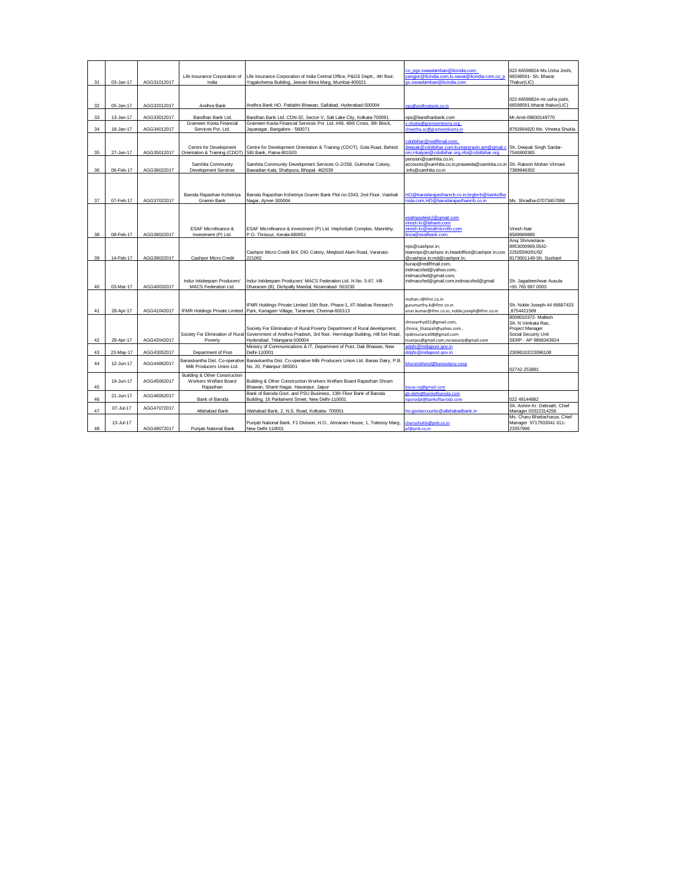| | | | | | | |
|---|---|---|---|---|---|---|
| 31 | 03-Jan-17 | AGG31012017 | Life Insurance Corporation of India | Life Insurance Corporation of India Central Office, P&GS Deptt., 4th floor, Yogakshema Building, Jeevan Bima Marg, Mumbai-400021 | co_pgs.swawlamban@licindia.com, yangjor@licindia.com,ls.rawat@licindia.com,co_pgs.swawlamban@licindia.com | 022-66598824-Ms.Usha Joshi, 66598591- Sh. Bharat Thakur(LIC) |
| 32 | 05-Jan-17 | AGG32012017 | Andhra Bank | Andhra Bank HO, Pattabhi Bhawan, Saifabad, Hyderabad-500004 | nps@andhrabank.co.in | 022-66598824-mr.usha joshi, 66598591-bharat thakur(LIC) |
| 33 | 13-Jan-17 | AGG33012017 | Bandhan Bank Ltd. | Bandhan Bank Ltd. CDN-32, Sector-V, Salt Lake City, Kolkata-700091 | nps@bandhanbank.com | Mr.Amit-09830149770 |
| 34 | 18-Jan-17 | AGG34012017 | Grameen Koota Financial Services Pvt. Ltd. | Grameen Koota Financial Services Pvt. Ltd. #49, 46th Cross, 8th Block, Jayanagar, Bangalore - 560071 | v.shukla@grameenkoota.org, shwetha.ac@grameenkoota.in | 8792664820 Ms. Vineeta Shukla |
| 35 | 27-Jan-17 | AGG35012017 | Centre for Development Orientation & Training (CDOT) | Centre for Development Orientation & Training (CDOT), Gola Road, Behind SBI Bank, Patna-801503 | cdotbihar@rediffmail.com; deepak@cdotbihar.com;kumarpravin.am@gmail.com;rrkalyan@cdotbihar.org,nfo@cdotbihar.org | Sh. Deepak Singh Sardar-7546900365 |
| 36 | 06-Feb-17 | AGG36022017 | Samhita Community Development Services | Samhita Community Development Services G-2/258, Gulmohar Colony, Bawadian Kala, Shahpura, Bhopal- 462039 | pension@samhita.co.in; accounts@samhita.co.in;praseeda@samhita.co.in;info@samhita.co.in | Sh. Rakesh Mohan Virmani 7389948302 |
| 37 | 07-Feb-17 | AGG37022017 | Baroda Rajasthan Kshetriya Gramin Bank | Baroda Rajasthan Kshetriya Gramin Bank Plot no-2343, 2nd Floor, Vaishali Nagar, Ajmer-305004 | HO@barodarajasthanrrb.co.in;brgbrrb@bankofbaroda.com,HO@barodarajasthanrrb.co.in | Ms. Shradha-07073457086 |
| 38 | 08-Feb-17 | AGG38022017 | ESAF Microfinance & Investment (P) Ltd. | ESAF Microfinance & Investment (P) Ltd. Hephzibah Complex, Mannithy, P.O. Thrissur, Kerala-680651 | esafnpsdesk2@gmail.com viresh.kr@lahanti.com viresh.kr@esafmicrofin.com linza@esafbank.com. | Viresh Nair 8589989889 |
| 39 | 14-Feb-17 | AGG39022017 | Cashpor Micro Credit | Cashpor Micro Credit B/4, DIG Colony, Meqbool Alam Road, Varanasi-221002 | nps@cashpor.in; teamnps@cashpor.in,headoffice@cashpor.in;coo@cashpor.in;md@cashpor.in; | Anuj Shrivastava-8953000969,0542-22505590/91/92 8173001149-Sh. Sushant |
| 40 | 03-Mar-17 | AGG40032017 | Indur Intideepam Producers' MACS Federation Ltd. | Indur Intideepam Producers' MACS Federation Ltd. H.No. 5-67, Vill-Dhararam (B), Dichpally Mandal, Nizamabad- 503230 | burao@rediffmail.com, indmacsfed@yahoo.com, indmacsfed@gmail.com, indmacsfed@gmail.com,indmacsfed@gmail | Sh. Jagadeeshwar Ausula +91 765 987 0003 |
| 41 | 28-Apr-17 | AGG41042017 | IFMR Holdings Private Limited | IFMR Holdings Private Limited 10th floor, Phase-1, IIT-Madras Research Park, Kanagam Village, Taramani, Chennai-600113 | mohan.r@ifmr.co.in gurumurthy.b@ifmr.co.in arun.kumar@ifmr.co.in, noble.joseph@ifmr.co.in | Sh. Noble Joseph-44 66687433 ,8754421569 |
| 42 | 28-Apr-17 | AGG42042017 | Society For Elimination of Rural Poverty | Society For Elimination of Rural Poverty Department of Rural development, Government of Andhra Pradesh, 3rd floor, Hermitage Building, Hill fort Road, Hyderabad, Telangana-500004 | shravanhyd31@gmail.com, chinna_thataiah@yahoo.com , rpdinsurance08@gmail.com tsserpss@gmail.com,nvraoserp@gmail.com | 8008010372- Mallesh Sh. N Venkata Rao, Project Manager Social Secuirty Unit SERP - AP 9866343924 |
| 43 | 23-May-17 | AGG43052017 | Department of Post | Ministry of Communications & IT, Department of Post, Dak Bhawan, New Delhi-110001 | adgfs@indiapost.gov.in ddgfs@indiapost.gov.in | 23096102/23096108 |
| 44 | 12-Jun-17 | AGG44062017 | Banaskantha Dist. Co-operative Milk Producers Union Ltd. | Banaskantha Dist. Co-operative Milk Producers Union Ltd. Banas Dairy, P.B. No. 20, Palanpur-385001 | bharatsbhatol@banasdairy.coop | 02742-253881 |
| 45 | 19-Jun-17 | AGG45062017 | Building & Other Construction Workers Welfare Board Rajasthan | Building & Other Construction Workers Welfare Board Rajasthan Shram Bhawan, Shanti Nagar, Hasanpur, Jaipur | bocw.raj@gmail.com | |
| 46 | 21-Jun-17 | AGG46062017 | Bank of Baroda | Bank of Baroda Govt. and PSU Business, 13th Floor Bank of Baroda Building, 16 Parliament Street, New Delhi-110001 | gb.delhi@bankofbaroda.com npsnodal@bankofbaroda.com | 022 49144882 |
| 47 | 07-Jul-17 | AGG47072017 | Allahabad Bank | Allahabad Bank, 2, N.S. Road, Kolkatta- 700001 | ho.govtaccounts@allahabadbank.in | Sh. Ashim Kr. Debnath, Chief Manager 03322314256 |
| 48 | 13-Jul-17 | AGG48072017 | Punjab National Bank | Punjab National Bank, F1 Division, H.O., Atmaram House, 1, Tolestoy Marg, New Delhi-110001 | charushukla@pnb.co.in pf@pnb.co.in | Ms. Charu Bhattacharya, Chief Manager 9717933041 011-23357996 |